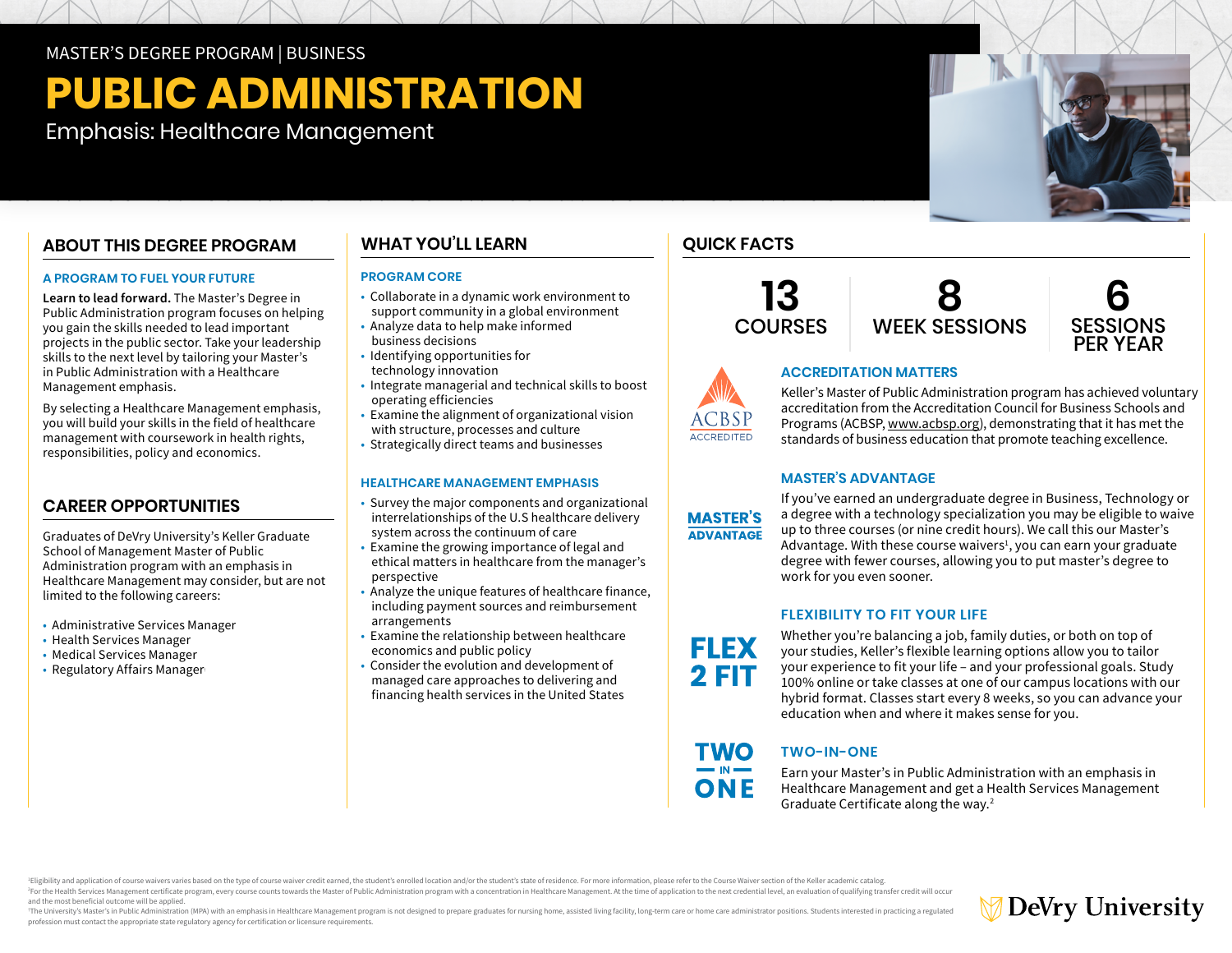MASTER'S DEGREE PROGRAM | BUSINESS

# PUBLIC ADMINISTRATION

Emphasis: Healthcare Management

## ABOUT THIS DEGREE PROGRAM

### A PROGRAM TO FUEL YOUR FUTURE

**Learn to lead forward.** The Master's Degree in Public Administration program focuses on helping you gain the skills needed to lead important projects in the public sector. Take your leadership skills to the next level by tailoring your Master's in Public Administration with a Healthcare Management emphasis.

By selecting a Healthcare Management emphasis, you will build your skills in the field of healthcare management with coursework in health rights, responsibilities, policy and economics.

## CAREER OPPORTUNITIES

Graduates of DeVry University's Keller Graduate School of Management Master of Public Administration program with an emphasis in Healthcare Management may consider, but are not limited to the following careers:

- Administrative Services Manager
- Health Services Manager
- Medical Services Manager
- Regulatory Affairs Manager[3]

## WHAT YOU'LL LEARN

### PROGRAM CORE

- Collaborate in a dynamic work environment to support community in a global environment
- Analyze data to help make informed business decisions
- Identifying opportunities for technology innovation
- Integrate managerial and technical skills to boost operating efficiencies
- Examine the alignment of organizational vision with structure, processes and culture
- Strategically direct teams and businesses

### HEALTHCARE MANAGEMENT EMPHASIS

- Survey the major components and organizational interrelationships of the U.S healthcare delivery system across the continuum of care
- Examine the growing importance of legal and ethical matters in healthcare from the manager's perspective
- Analyze the unique features of healthcare finance, including payment sources and reimbursement arrangements
- Examine the relationship between healthcare economics and public policy
- Consider the evolution and development of managed care approaches to delivering and financing health services in the United States

## QUICK FACTS

| 13 | 8 | 6 |
|---|---|---|
| COURSES | WEEK SESSIONS | SESSIONS PER YEAR |

ACBSP ACCREDITED

### ACCREDITATION MATTERS

Keller's Master of Public Administration program has achieved voluntary accreditation from the Accreditation Council for Business Schools and Programs (ACBSP, www.acbsp.org), demonstrating that it has met the standards of business education that promote teaching excellence.

MASTER'S ADVANTAGE

### MASTER'S ADVANTAGE

If you've earned an undergraduate degree in Business, Technology or a degree with a technology specialization you may be eligible to waive up to three courses (or nine credit hours). We call this our Master's Advantage. With these course waivers[1], you can earn your graduate degree with fewer courses, allowing you to put master's degree to work for you even sooner.

FLEX 2 FIT

### FLEXIBILITY TO FIT YOUR LIFE

Whether you're balancing a job, family duties, or both on top of your studies, Keller's flexible learning options allow you to tailor your experience to fit your life – and your professional goals. Study 100% online or take classes at one of our campus locations with our hybrid format. Classes start every 8 weeks, so you can advance your education when and where it makes sense for you.

TWO IN ONE

### TWO-IN-ONE

Earn your Master's in Public Administration with an emphasis in Healthcare Management and get a Health Services Management Graduate Certificate along the way.[2]

[1]Eligibility and application of course waivers varies based on the type of course waiver credit earned, the student's enrolled location and/or the student's state of residence. For more information, please refer to the Course Waiver section of the Keller academic catalog.
[2]For the Health Services Management certificate program, every course counts towards the Master of Public Administration program with a concentration in Healthcare Management. At the time of application to the next credential level, an evaluation of qualifying transfer credit will occur and the most beneficial outcome will be applied.
[3]The University's Master's in Public Administration (MPA) with an emphasis in Healthcare Management program is not designed to prepare graduates for nursing home, assisted living facility, long-term care or home care administrator positions. Students interested in practicing a regulated profession must contact the appropriate state regulatory agency for certification or licensure requirements.

DeVry University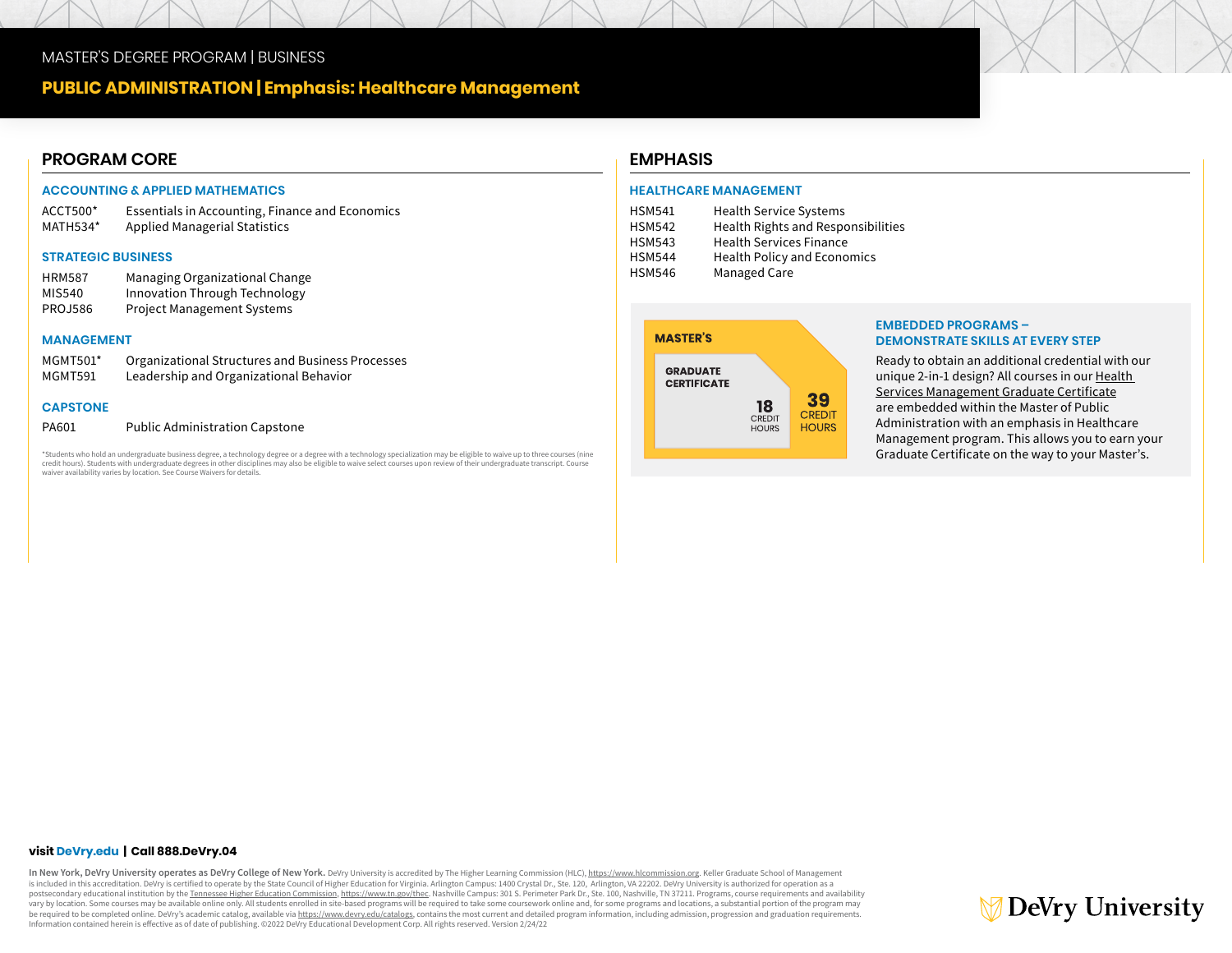MASTER'S DEGREE PROGRAM | BUSINESS

# PUBLIC ADMINISTRATION | Emphasis: Healthcare Management

## PROGRAM CORE

### ACCOUNTING & APPLIED MATHEMATICS

| | |
|---|---|
| ACCT500* | Essentials in Accounting, Finance and Economics |
| MATH534* | Applied Managerial Statistics |

### STRATEGIC BUSINESS

| | |
|---|---|
| HRM587 | Managing Organizational Change |
| MIS540 | Innovation Through Technology |
| PROJ586 | Project Management Systems |

### MANAGEMENT

| | |
|---|---|
| MGMT501* | Organizational Structures and Business Processes |
| MGMT591 | Leadership and Organizational Behavior |

### CAPSTONE

| | |
|---|---|
| PA601 | Public Administration Capstone |

*Students who hold an undergraduate business degree, a technology degree or a degree with a technology specialization may be eligible to waive up to three courses (nine credit hours). Students with undergraduate degrees in other disciplines may also be eligible to waive select courses upon review of their undergraduate transcript. Course waiver availability varies by location. See Course Waivers for details.

## EMPHASIS

### HEALTHCARE MANAGEMENT

| | |
|---|---|
| HSM541 | Health Service Systems |
| HSM542 | Health Rights and Responsibilities |
| HSM543 | Health Services Finance |
| HSM544 | Health Policy and Economics |
| HSM546 | Managed Care |

MASTER'S

GRADUATE CERTIFICATE

18 CREDIT HOURS

39 CREDIT HOURS

### EMBEDDED PROGRAMS – DEMONSTRATE SKILLS AT EVERY STEP

Ready to obtain an additional credential with our unique 2-in-1 design? All courses in our Health Services Management Graduate Certificate are embedded within the Master of Public Administration with an emphasis in Healthcare Management program. This allows you to earn your Graduate Certificate on the way to your Master's.

**visit DeVry.edu | Call 888.DeVry.04**

**In New York, DeVry University operates as DeVry College of New York.** DeVry University is accredited by The Higher Learning Commission (HLC), https://www.hlcommission.org. Keller Graduate School of Management is included in this accreditation. DeVry is certified to operate by the State Council of Higher Education for Virginia. Arlington Campus: 1400 Crystal Dr., Ste. 120, Arlington, VA 22202. DeVry University is authorized for operation as a postsecondary educational institution by the Tennessee Higher Education Commission, https://www.tn.gov/thec. Nashville Campus: 301 S. Perimeter Park Dr., Ste. 100, Nashville, TN 37211. Programs, course requirements and availability vary by location. Some courses may be available online only. All students enrolled in site-based programs will be required to take some coursework online and, for some programs and locations, a substantial portion of the program may be required to be completed online. DeVry's academic catalog, available via https://www.devry.edu/catalogs, contains the most current and detailed program information, including admission, progression and graduation requirements. Information contained herein is effective as of date of publishing. ©2022 DeVry Educational Development Corp. All rights reserved. Version 2/24/22

DeVry University